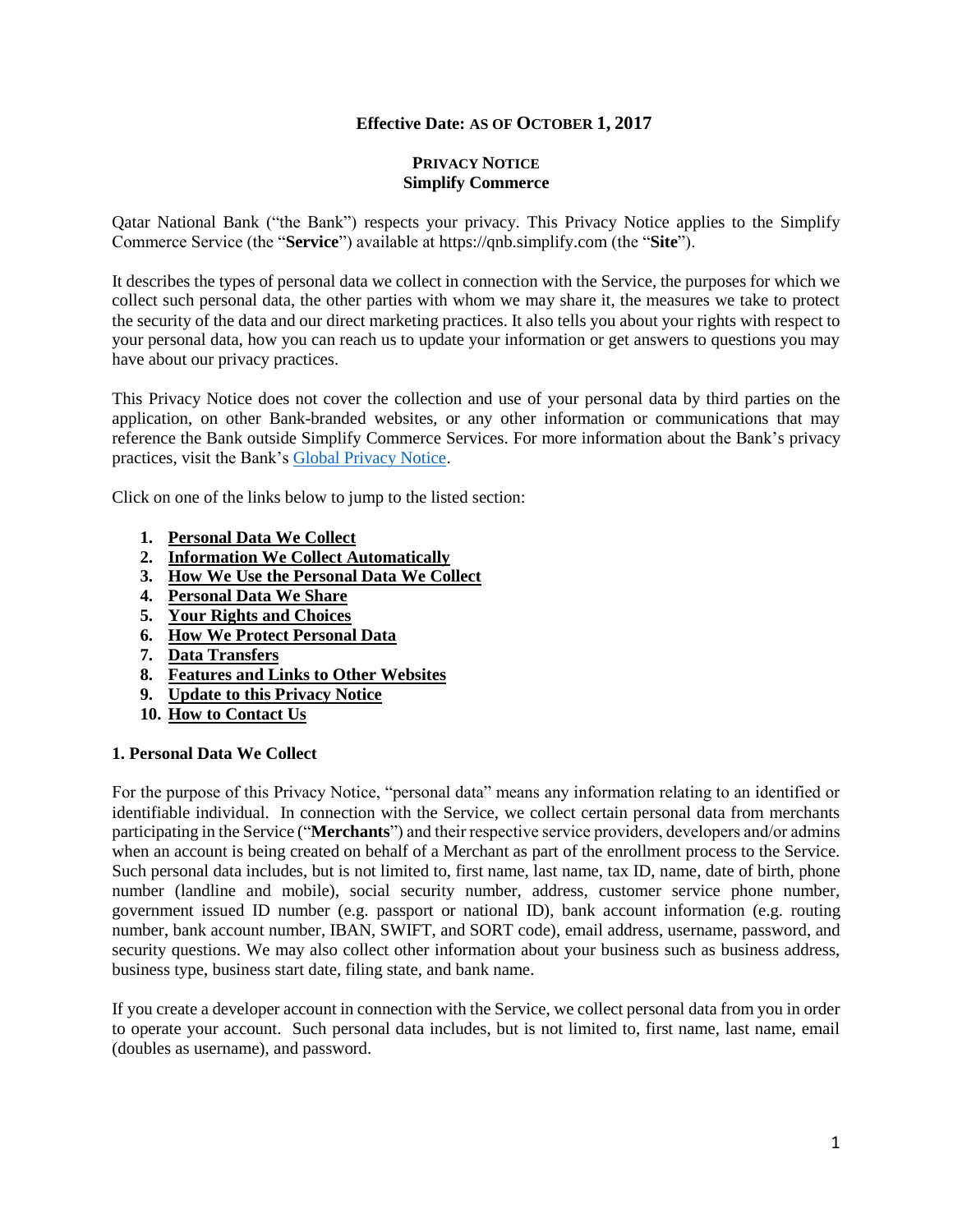**Effective Date: AS OF OCTOBER 1, 2017**

# PRIVACY NOTICE
## Simplify Commerce

Qatar National Bank ("the Bank") respects your privacy. This Privacy Notice applies to the Simplify Commerce Service (the "**Service**") available at https://qnb.simplify.com (the "**Site**").

It describes the types of personal data we collect in connection with the Service, the purposes for which we collect such personal data, the other parties with whom we may share it, the measures we take to protect the security of the data and our direct marketing practices. It also tells you about your rights with respect to your personal data, how you can reach us to update your information or get answers to questions you may have about our privacy practices.

This Privacy Notice does not cover the collection and use of your personal data by third parties on the application, on other Bank-branded websites, or any other information or communications that may reference the Bank outside Simplify Commerce Services. For more information about the Bank's privacy practices, visit the Bank's Global Privacy Notice.

Click on one of the links below to jump to the listed section:

1. **Personal Data We Collect**
2. **Information We Collect Automatically**
3. **How We Use the Personal Data We Collect**
4. **Personal Data We Share**
5. **Your Rights and Choices**
6. **How We Protect Personal Data**
7. **Data Transfers**
8. **Features and Links to Other Websites**
9. **Update to this Privacy Notice**
10. **How to Contact Us**

### 1. Personal Data We Collect

For the purpose of this Privacy Notice, "personal data" means any information relating to an identified or identifiable individual. In connection with the Service, we collect certain personal data from merchants participating in the Service ("**Merchants**") and their respective service providers, developers and/or admins when an account is being created on behalf of a Merchant as part of the enrollment process to the Service. Such personal data includes, but is not limited to, first name, last name, tax ID, name, date of birth, phone number (landline and mobile), social security number, address, customer service phone number, government issued ID number (e.g. passport or national ID), bank account information (e.g. routing number, bank account number, IBAN, SWIFT, and SORT code), email address, username, password, and security questions. We may also collect other information about your business such as business address, business type, business start date, filing state, and bank name.

If you create a developer account in connection with the Service, we collect personal data from you in order to operate your account. Such personal data includes, but is not limited to, first name, last name, email (doubles as username), and password.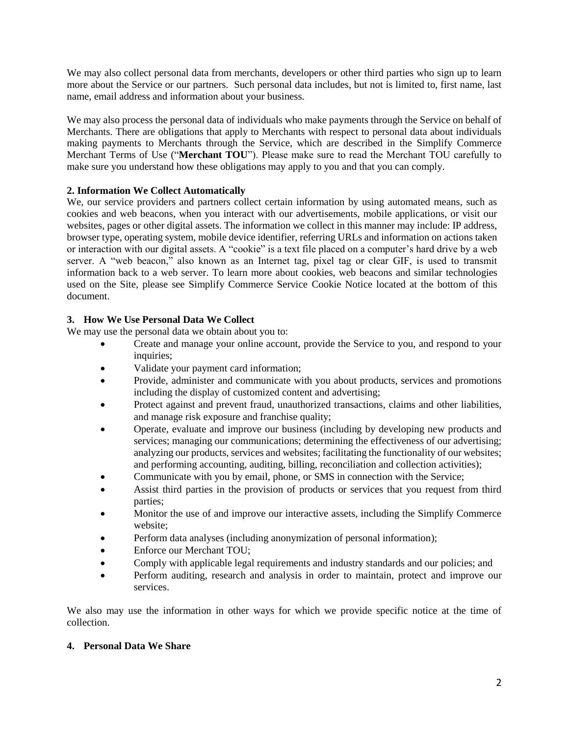We may also collect personal data from merchants, developers or other third parties who sign up to learn more about the Service or our partners. Such personal data includes, but not is limited to, first name, last name, email address and information about your business.

We may also process the personal data of individuals who make payments through the Service on behalf of Merchants. There are obligations that apply to Merchants with respect to personal data about individuals making payments to Merchants through the Service, which are described in the Simplify Commerce Merchant Terms of Use ("**Merchant TOU**"). Please make sure to read the Merchant TOU carefully to make sure you understand how these obligations may apply to you and that you can comply.

**2. Information We Collect Automatically**

We, our service providers and partners collect certain information by using automated means, such as cookies and web beacons, when you interact with our advertisements, mobile applications, or visit our websites, pages or other digital assets. The information we collect in this manner may include: IP address, browser type, operating system, mobile device identifier, referring URLs and information on actions taken or interaction with our digital assets. A "cookie" is a text file placed on a computer's hard drive by a web server. A "web beacon," also known as an Internet tag, pixel tag or clear GIF, is used to transmit information back to a web server. To learn more about cookies, web beacons and similar technologies used on the Site, please see Simplify Commerce Service Cookie Notice located at the bottom of this document.

**3. How We Use Personal Data We Collect**

We may use the personal data we obtain about you to:

- Create and manage your online account, provide the Service to you, and respond to your inquiries;
- Validate your payment card information;
- Provide, administer and communicate with you about products, services and promotions including the display of customized content and advertising;
- Protect against and prevent fraud, unauthorized transactions, claims and other liabilities, and manage risk exposure and franchise quality;
- Operate, evaluate and improve our business (including by developing new products and services; managing our communications; determining the effectiveness of our advertising; analyzing our products, services and websites; facilitating the functionality of our websites; and performing accounting, auditing, billing, reconciliation and collection activities);
- Communicate with you by email, phone, or SMS in connection with the Service;
- Assist third parties in the provision of products or services that you request from third parties;
- Monitor the use of and improve our interactive assets, including the Simplify Commerce website;
- Perform data analyses (including anonymization of personal information);
- Enforce our Merchant TOU;
- Comply with applicable legal requirements and industry standards and our policies; and
- Perform auditing, research and analysis in order to maintain, protect and improve our services.

We also may use the information in other ways for which we provide specific notice at the time of collection.

**4. Personal Data We Share**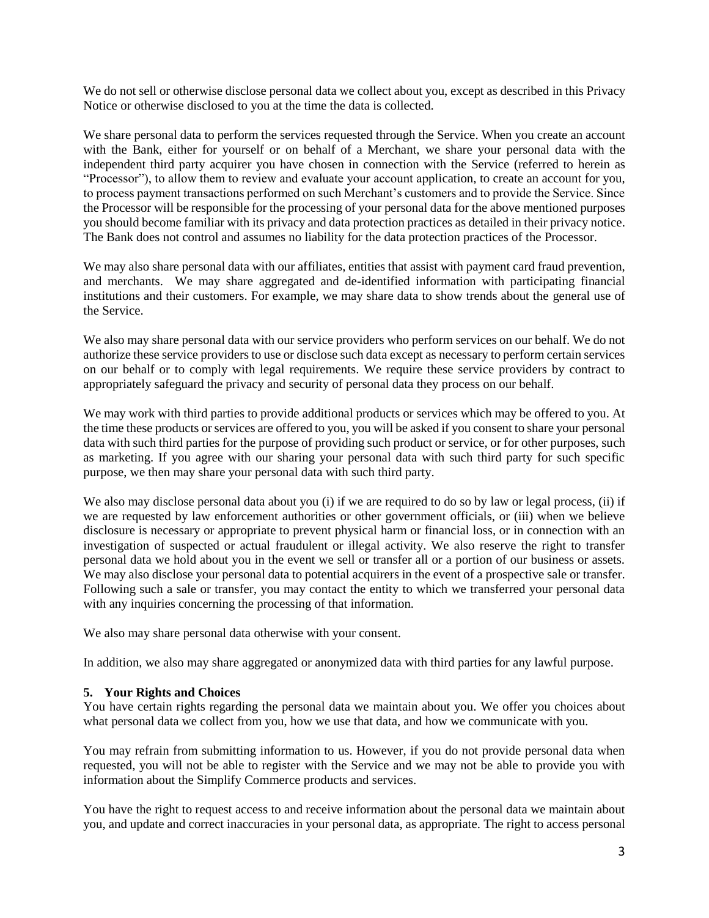We do not sell or otherwise disclose personal data we collect about you, except as described in this Privacy Notice or otherwise disclosed to you at the time the data is collected.

We share personal data to perform the services requested through the Service. When you create an account with the Bank, either for yourself or on behalf of a Merchant, we share your personal data with the independent third party acquirer you have chosen in connection with the Service (referred to herein as "Processor"), to allow them to review and evaluate your account application, to create an account for you, to process payment transactions performed on such Merchant's customers and to provide the Service. Since the Processor will be responsible for the processing of your personal data for the above mentioned purposes you should become familiar with its privacy and data protection practices as detailed in their privacy notice. The Bank does not control and assumes no liability for the data protection practices of the Processor.

We may also share personal data with our affiliates, entities that assist with payment card fraud prevention, and merchants. We may share aggregated and de-identified information with participating financial institutions and their customers. For example, we may share data to show trends about the general use of the Service.

We also may share personal data with our service providers who perform services on our behalf. We do not authorize these service providers to use or disclose such data except as necessary to perform certain services on our behalf or to comply with legal requirements. We require these service providers by contract to appropriately safeguard the privacy and security of personal data they process on our behalf.

We may work with third parties to provide additional products or services which may be offered to you. At the time these products or services are offered to you, you will be asked if you consent to share your personal data with such third parties for the purpose of providing such product or service, or for other purposes, such as marketing. If you agree with our sharing your personal data with such third party for such specific purpose, we then may share your personal data with such third party.

We also may disclose personal data about you (i) if we are required to do so by law or legal process, (ii) if we are requested by law enforcement authorities or other government officials, or (iii) when we believe disclosure is necessary or appropriate to prevent physical harm or financial loss, or in connection with an investigation of suspected or actual fraudulent or illegal activity. We also reserve the right to transfer personal data we hold about you in the event we sell or transfer all or a portion of our business or assets. We may also disclose your personal data to potential acquirers in the event of a prospective sale or transfer. Following such a sale or transfer, you may contact the entity to which we transferred your personal data with any inquiries concerning the processing of that information.

We also may share personal data otherwise with your consent.

In addition, we also may share aggregated or anonymized data with third parties for any lawful purpose.

## 5. Your Rights and Choices

You have certain rights regarding the personal data we maintain about you. We offer you choices about what personal data we collect from you, how we use that data, and how we communicate with you.

You may refrain from submitting information to us. However, if you do not provide personal data when requested, you will not be able to register with the Service and we may not be able to provide you with information about the Simplify Commerce products and services.

You have the right to request access to and receive information about the personal data we maintain about you, and update and correct inaccuracies in your personal data, as appropriate. The right to access personal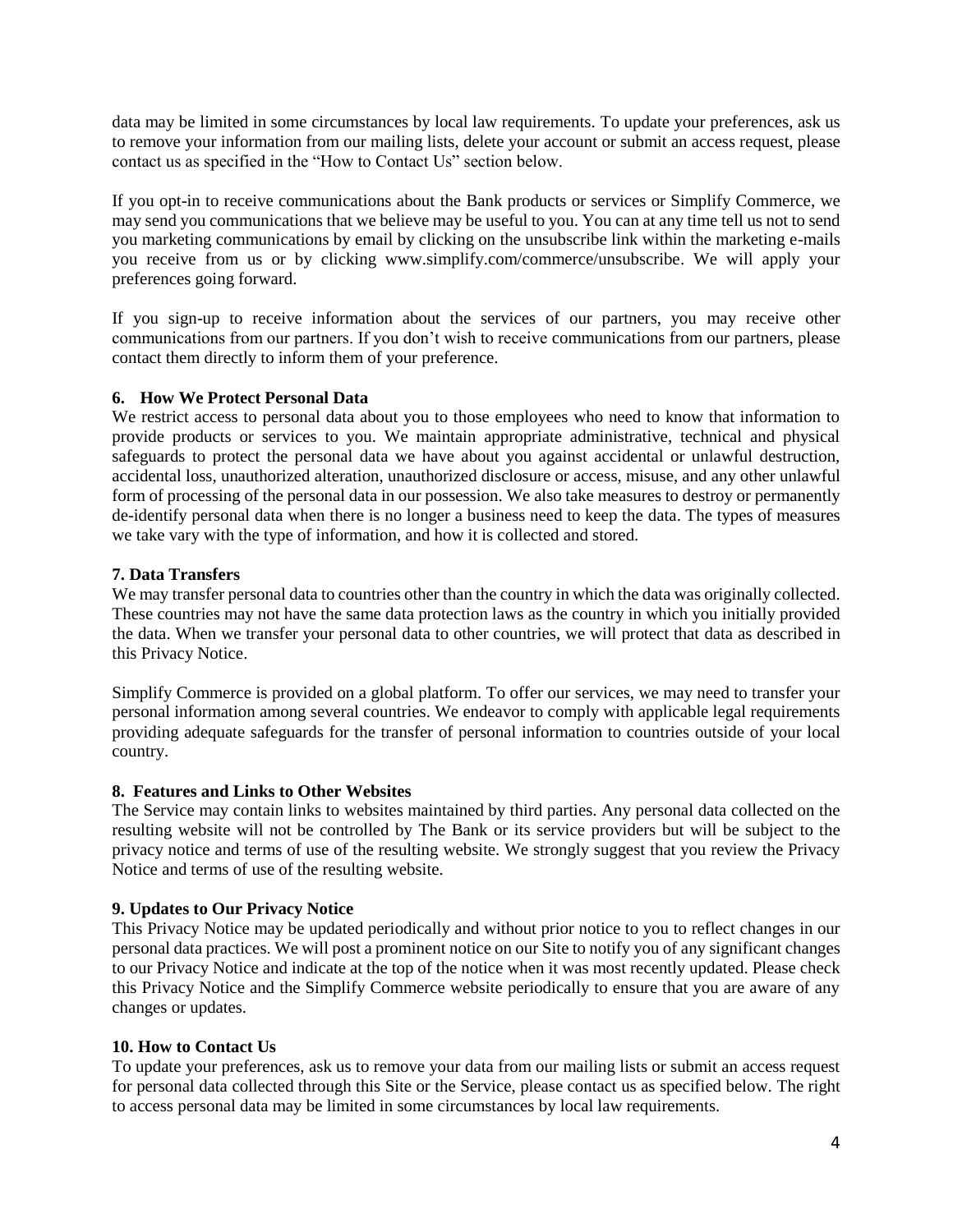data may be limited in some circumstances by local law requirements. To update your preferences, ask us to remove your information from our mailing lists, delete your account or submit an access request, please contact us as specified in the "How to Contact Us" section below.

If you opt-in to receive communications about the Bank products or services or Simplify Commerce, we may send you communications that we believe may be useful to you. You can at any time tell us not to send you marketing communications by email by clicking on the unsubscribe link within the marketing e-mails you receive from us or by clicking www.simplify.com/commerce/unsubscribe. We will apply your preferences going forward.

If you sign-up to receive information about the services of our partners, you may receive other communications from our partners. If you don't wish to receive communications from our partners, please contact them directly to inform them of your preference.

**6. How We Protect Personal Data**

We restrict access to personal data about you to those employees who need to know that information to provide products or services to you. We maintain appropriate administrative, technical and physical safeguards to protect the personal data we have about you against accidental or unlawful destruction, accidental loss, unauthorized alteration, unauthorized disclosure or access, misuse, and any other unlawful form of processing of the personal data in our possession. We also take measures to destroy or permanently de-identify personal data when there is no longer a business need to keep the data. The types of measures we take vary with the type of information, and how it is collected and stored.

**7. Data Transfers**

We may transfer personal data to countries other than the country in which the data was originally collected. These countries may not have the same data protection laws as the country in which you initially provided the data. When we transfer your personal data to other countries, we will protect that data as described in this Privacy Notice.

Simplify Commerce is provided on a global platform. To offer our services, we may need to transfer your personal information among several countries. We endeavor to comply with applicable legal requirements providing adequate safeguards for the transfer of personal information to countries outside of your local country.

**8. Features and Links to Other Websites**

The Service may contain links to websites maintained by third parties. Any personal data collected on the resulting website will not be controlled by The Bank or its service providers but will be subject to the privacy notice and terms of use of the resulting website. We strongly suggest that you review the Privacy Notice and terms of use of the resulting website.

**9. Updates to Our Privacy Notice**

This Privacy Notice may be updated periodically and without prior notice to you to reflect changes in our personal data practices. We will post a prominent notice on our Site to notify you of any significant changes to our Privacy Notice and indicate at the top of the notice when it was most recently updated. Please check this Privacy Notice and the Simplify Commerce website periodically to ensure that you are aware of any changes or updates.

**10. How to Contact Us**

To update your preferences, ask us to remove your data from our mailing lists or submit an access request for personal data collected through this Site or the Service, please contact us as specified below. The right to access personal data may be limited in some circumstances by local law requirements.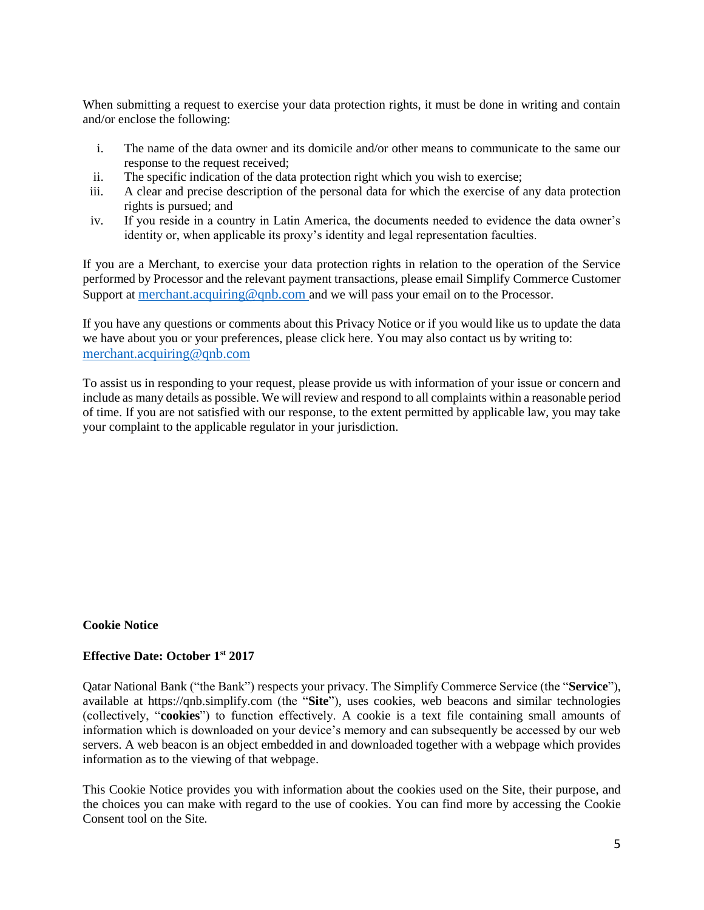When submitting a request to exercise your data protection rights, it must be done in writing and contain and/or enclose the following:

i. The name of the data owner and its domicile and/or other means to communicate to the same our response to the request received;
ii. The specific indication of the data protection right which you wish to exercise;
iii. A clear and precise description of the personal data for which the exercise of any data protection rights is pursued; and
iv. If you reside in a country in Latin America, the documents needed to evidence the data owner's identity or, when applicable its proxy's identity and legal representation faculties.

If you are a Merchant, to exercise your data protection rights in relation to the operation of the Service performed by Processor and the relevant payment transactions, please email Simplify Commerce Customer Support at merchant.acquiring@qnb.com and we will pass your email on to the Processor.

If you have any questions or comments about this Privacy Notice or if you would like us to update the data we have about you or your preferences, please click here. You may also contact us by writing to: merchant.acquiring@qnb.com

To assist us in responding to your request, please provide us with information of your issue or concern and include as many details as possible. We will review and respond to all complaints within a reasonable period of time. If you are not satisfied with our response, to the extent permitted by applicable law, you may take your complaint to the applicable regulator in your jurisdiction.

**Cookie Notice**

**Effective Date: October 1st 2017**

Qatar National Bank ("the Bank") respects your privacy. The Simplify Commerce Service (the "**Service**"), available at https://qnb.simplify.com (the "**Site**"), uses cookies, web beacons and similar technologies (collectively, "**cookies**") to function effectively. A cookie is a text file containing small amounts of information which is downloaded on your device's memory and can subsequently be accessed by our web servers. A web beacon is an object embedded in and downloaded together with a webpage which provides information as to the viewing of that webpage.

This Cookie Notice provides you with information about the cookies used on the Site, their purpose, and the choices you can make with regard to the use of cookies. You can find more by accessing the Cookie Consent tool on the Site.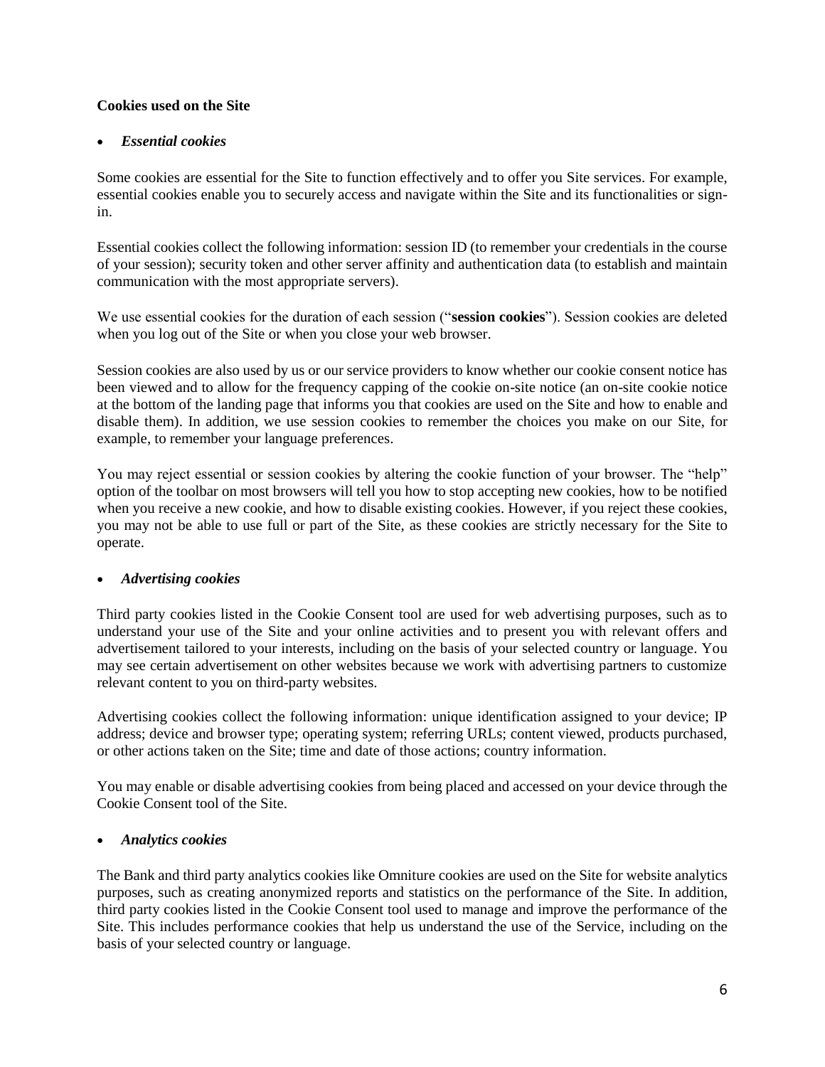**Cookies used on the Site**

- ***Essential cookies***

Some cookies are essential for the Site to function effectively and to offer you Site services. For example, essential cookies enable you to securely access and navigate within the Site and its functionalities or sign-in.

Essential cookies collect the following information: session ID (to remember your credentials in the course of your session); security token and other server affinity and authentication data (to establish and maintain communication with the most appropriate servers).

We use essential cookies for the duration of each session ("**session cookies**"). Session cookies are deleted when you log out of the Site or when you close your web browser.

Session cookies are also used by us or our service providers to know whether our cookie consent notice has been viewed and to allow for the frequency capping of the cookie on-site notice (an on-site cookie notice at the bottom of the landing page that informs you that cookies are used on the Site and how to enable and disable them). In addition, we use session cookies to remember the choices you make on our Site, for example, to remember your language preferences.

You may reject essential or session cookies by altering the cookie function of your browser. The "help" option of the toolbar on most browsers will tell you how to stop accepting new cookies, how to be notified when you receive a new cookie, and how to disable existing cookies. However, if you reject these cookies, you may not be able to use full or part of the Site, as these cookies are strictly necessary for the Site to operate.

- ***Advertising cookies***

Third party cookies listed in the Cookie Consent tool are used for web advertising purposes, such as to understand your use of the Site and your online activities and to present you with relevant offers and advertisement tailored to your interests, including on the basis of your selected country or language. You may see certain advertisement on other websites because we work with advertising partners to customize relevant content to you on third-party websites.

Advertising cookies collect the following information: unique identification assigned to your device; IP address; device and browser type; operating system; referring URLs; content viewed, products purchased, or other actions taken on the Site; time and date of those actions; country information.

You may enable or disable advertising cookies from being placed and accessed on your device through the Cookie Consent tool of the Site.

- ***Analytics cookies***

The Bank and third party analytics cookies like Omniture cookies are used on the Site for website analytics purposes, such as creating anonymized reports and statistics on the performance of the Site. In addition, third party cookies listed in the Cookie Consent tool used to manage and improve the performance of the Site. This includes performance cookies that help us understand the use of the Service, including on the basis of your selected country or language.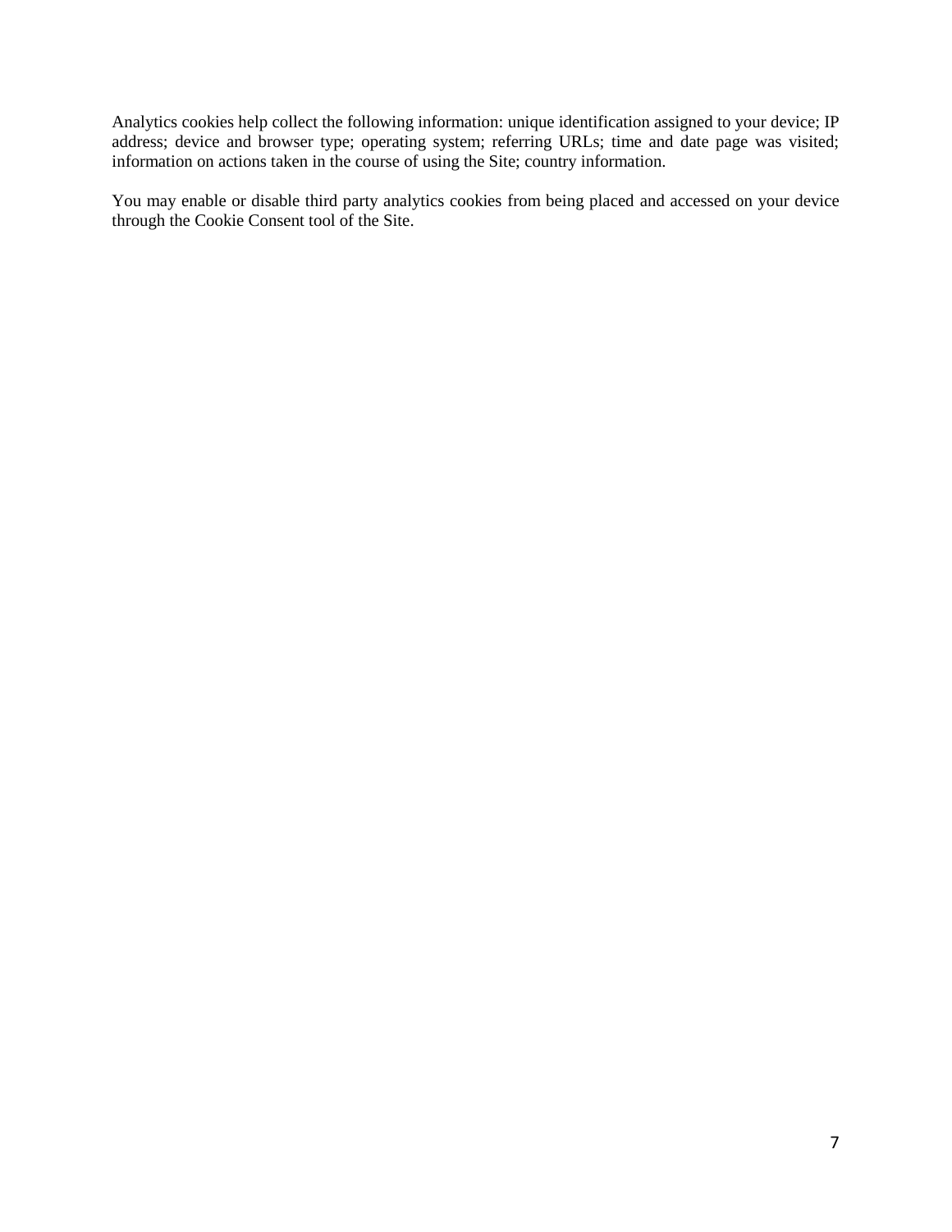Analytics cookies help collect the following information: unique identification assigned to your device; IP address; device and browser type; operating system; referring URLs; time and date page was visited; information on actions taken in the course of using the Site; country information.

You may enable or disable third party analytics cookies from being placed and accessed on your device through the Cookie Consent tool of the Site.